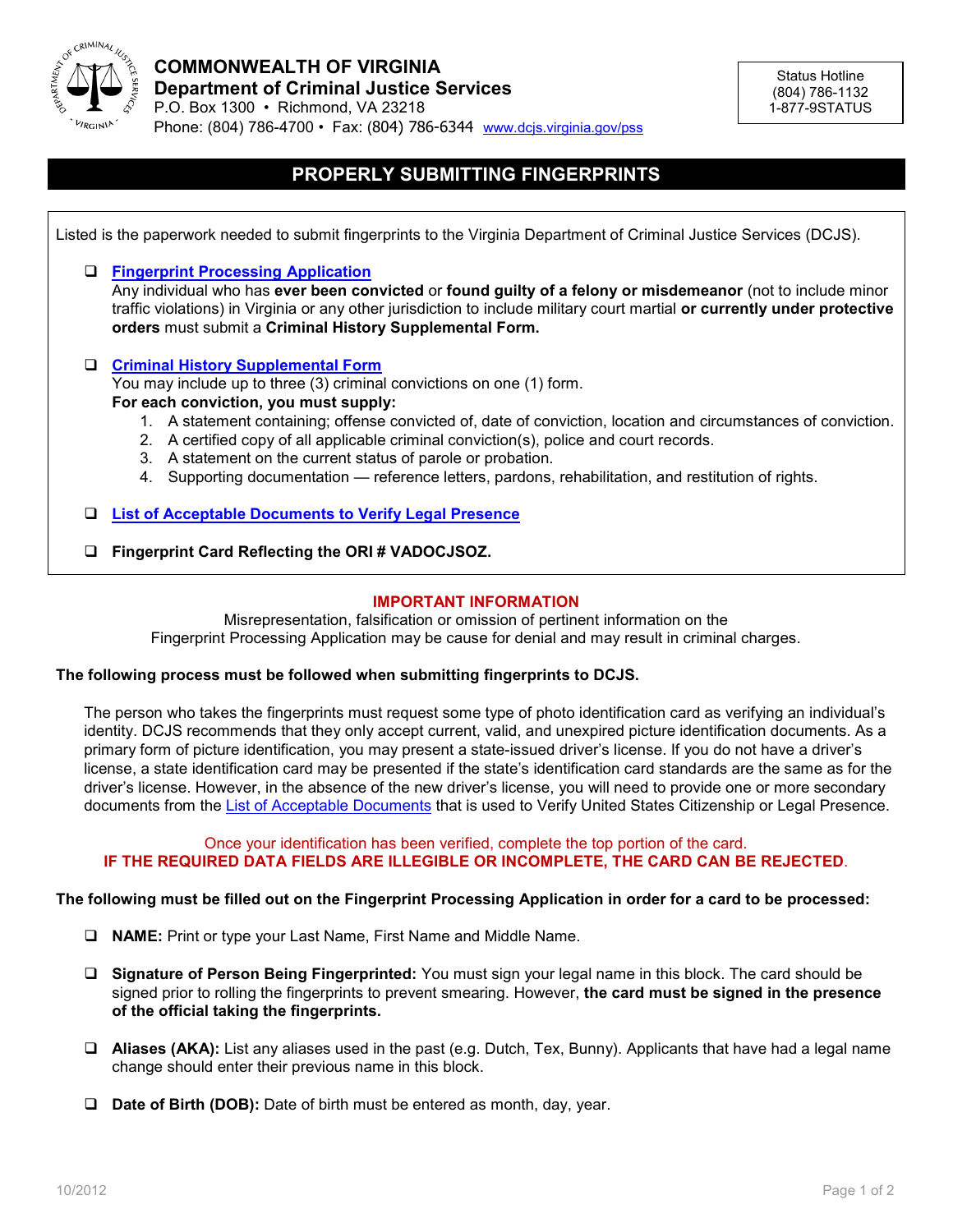**COMMONWEALTH OF VIRGINIA**
**Department of Criminal Justice Services**
P.O. Box 1300 • Richmond, VA 23218
Phone: (804) 786-4700 • Fax: (804) 786-6344 www.dcjs.virginia.gov/pss

Status Hotline
(804) 786-1132
1-877-9STATUS

# PROPERLY SUBMITTING FINGERPRINTS

Listed is the paperwork needed to submit fingerprints to the Virginia Department of Criminal Justice Services (DCJS).

- ❑ **Fingerprint Processing Application**
  Any individual who has **ever been convicted** or **found guilty of a felony or misdemeanor** (not to include minor traffic violations) in Virginia or any other jurisdiction to include military court martial **or currently under protective orders** must submit a **Criminal History Supplemental Form.**

- ❑ **Criminal History Supplemental Form**
  You may include up to three (3) criminal convictions on one (1) form.
  **For each conviction, you must supply:**
  1. A statement containing; offense convicted of, date of conviction, location and circumstances of conviction.
  2. A certified copy of all applicable criminal conviction(s), police and court records.
  3. A statement on the current status of parole or probation.
  4. Supporting documentation — reference letters, pardons, rehabilitation, and restitution of rights.

- ❑ **List of Acceptable Documents to Verify Legal Presence**

- ❑ **Fingerprint Card Reflecting the ORI # VADOCJSOZ.**

**IMPORTANT INFORMATION**

Misrepresentation, falsification or omission of pertinent information on the Fingerprint Processing Application may be cause for denial and may result in criminal charges.

**The following process must be followed when submitting fingerprints to DCJS.**

The person who takes the fingerprints must request some type of photo identification card as verifying an individual's identity. DCJS recommends that they only accept current, valid, and unexpired picture identification documents. As a primary form of picture identification, you may present a state-issued driver's license. If you do not have a driver's license, a state identification card may be presented if the state's identification card standards are the same as for the driver's license. However, in the absence of the new driver's license, you will need to provide one or more secondary documents from the List of Acceptable Documents that is used to Verify United States Citizenship or Legal Presence.

Once your identification has been verified, complete the top portion of the card.
**IF THE REQUIRED DATA FIELDS ARE ILLEGIBLE OR INCOMPLETE, THE CARD CAN BE REJECTED**.

**The following must be filled out on the Fingerprint Processing Application in order for a card to be processed:**

- ❑ **NAME:** Print or type your Last Name, First Name and Middle Name.

- ❑ **Signature of Person Being Fingerprinted:** You must sign your legal name in this block. The card should be signed prior to rolling the fingerprints to prevent smearing. However, **the card must be signed in the presence of the official taking the fingerprints.**

- ❑ **Aliases (AKA):** List any aliases used in the past (e.g. Dutch, Tex, Bunny). Applicants that have had a legal name change should enter their previous name in this block.

- ❑ **Date of Birth (DOB):** Date of birth must be entered as month, day, year.

10/2012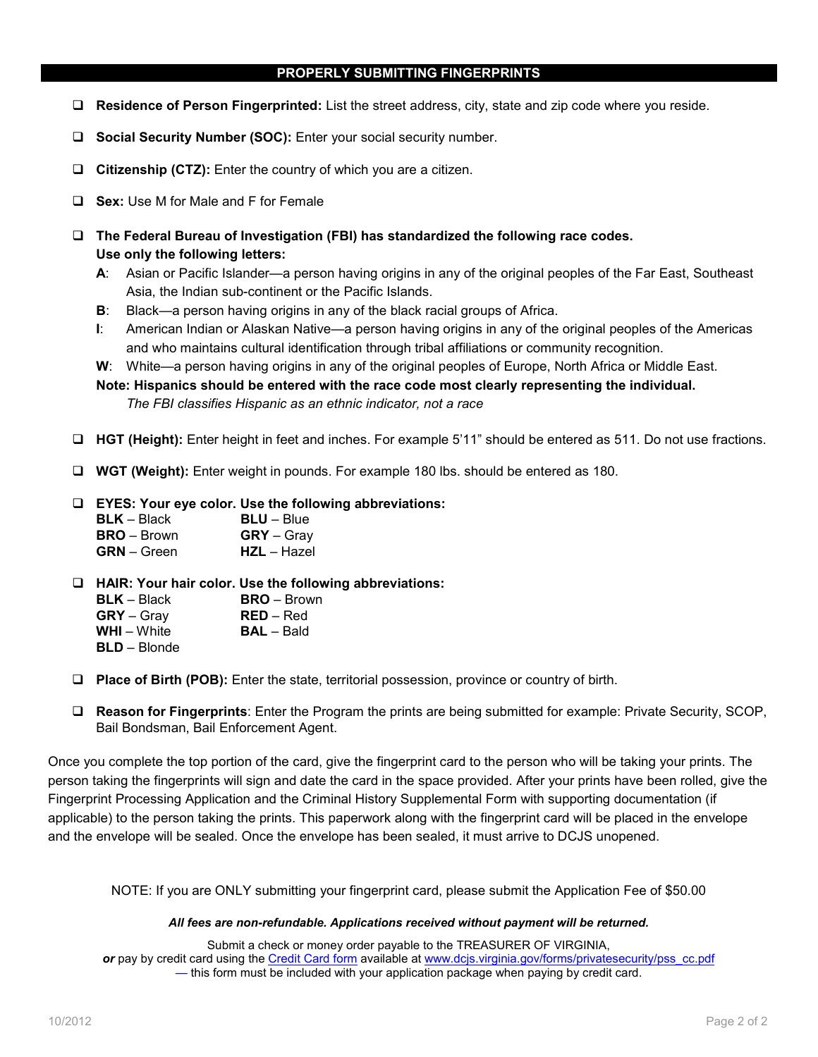## PROPERLY SUBMITTING FINGERPRINTS

- ❑ **Residence of Person Fingerprinted:** List the street address, city, state and zip code where you reside.
- ❑ **Social Security Number (SOC):** Enter your social security number.
- ❑ **Citizenship (CTZ):** Enter the country of which you are a citizen.
- ❑ **Sex:** Use M for Male and F for Female
- ❑ **The Federal Bureau of Investigation (FBI) has standardized the following race codes. Use only the following letters:**
  - **A**: Asian or Pacific Islander—a person having origins in any of the original peoples of the Far East, Southeast Asia, the Indian sub-continent or the Pacific Islands.
  - **B**: Black—a person having origins in any of the black racial groups of Africa.
  - **I**: American Indian or Alaskan Native—a person having origins in any of the original peoples of the Americas and who maintains cultural identification through tribal affiliations or community recognition.
  - **W**: White—a person having origins in any of the original peoples of Europe, North Africa or Middle East.

  **Note: Hispanics should be entered with the race code most clearly representing the individual.**
  *The FBI classifies Hispanic as an ethnic indicator, not a race*

- ❑ **HGT (Height):** Enter height in feet and inches. For example 5'11" should be entered as 511. Do not use fractions.
- ❑ **WGT (Weight):** Enter weight in pounds. For example 180 lbs. should be entered as 180.
- ❑ **EYES: Your eye color. Use the following abbreviations:**

  **BLK** – Black
  **BLU** – Blue
  **BRO** – Brown
  **GRY** – Gray
  **GRN** – Green
  **HZL** – Hazel

- ❑ **HAIR: Your hair color. Use the following abbreviations:**

  **BLK** – Black
  **BRO** – Brown
  **GRY** – Gray
  **RED** – Red
  **WHI** – White
  **BAL** – Bald
  **BLD** – Blonde

- ❑ **Place of Birth (POB):** Enter the state, territorial possession, province or country of birth.
- ❑ **Reason for Fingerprints**: Enter the Program the prints are being submitted for example: Private Security, SCOP, Bail Bondsman, Bail Enforcement Agent.

Once you complete the top portion of the card, give the fingerprint card to the person who will be taking your prints. The person taking the fingerprints will sign and date the card in the space provided. After your prints have been rolled, give the Fingerprint Processing Application and the Criminal History Supplemental Form with supporting documentation (if applicable) to the person taking the prints. This paperwork along with the fingerprint card will be placed in the envelope and the envelope will be sealed. Once the envelope has been sealed, it must arrive to DCJS unopened.

NOTE: If you are ONLY submitting your fingerprint card, please submit the Application Fee of $50.00

***All fees are non-refundable. Applications received without payment will be returned.***

Submit a check or money order payable to the TREASURER OF VIRGINIA,
***or*** pay by credit card using the Credit Card form available at www.dcjs.virginia.gov/forms/privatesecurity/pss_cc.pdf — this form must be included with your application package when paying by credit card.

10/2012